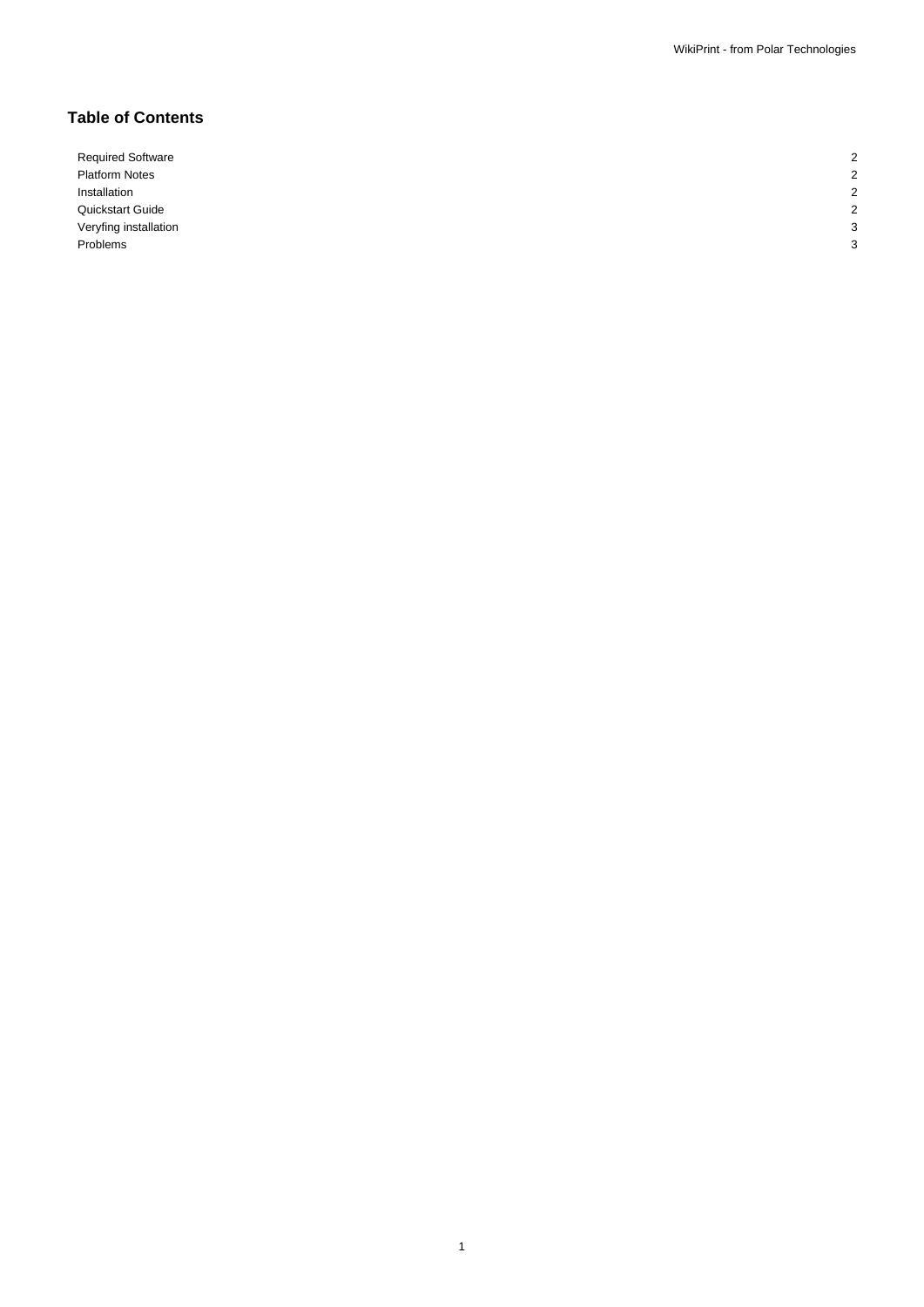## Table of Contents

| | |
|---|---|
| Required Software | 2 |
| Platform Notes | 2 |
| Installation | 2 |
| Quickstart Guide | 2 |
| Veryfing installation | 3 |
| Problems | 3 |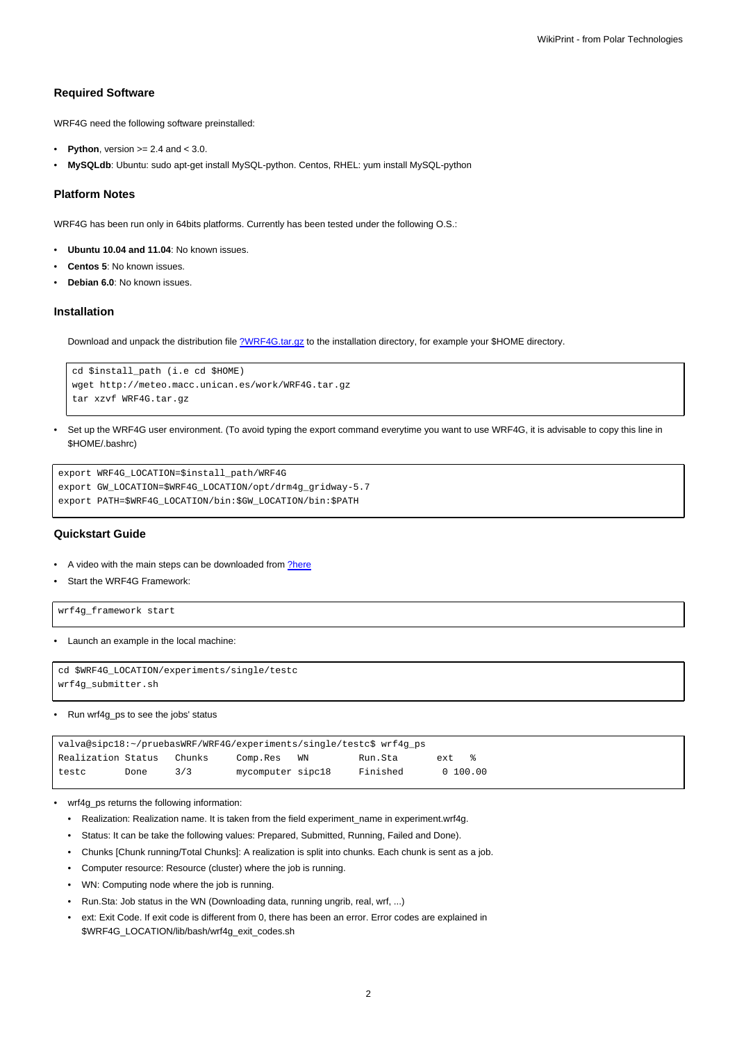### Required Software

WRF4G need the following software preinstalled:

- **Python**, version >= 2.4 and < 3.0.
- **MySQLdb**: Ubuntu: sudo apt-get install MySQL-python. Centos, RHEL: yum install MySQL-python

### Platform Notes

WRF4G has been run only in 64bits platforms. Currently has been tested under the following O.S.:

- **Ubuntu 10.04 and 11.04**: No known issues.
- **Centos 5**: No known issues.
- **Debian 6.0**: No known issues.

### Installation

Download and unpack the distribution file ?WRF4G.tar.gz to the installation directory, for example your $HOME directory.

```
cd $install_path (i.e cd $HOME)
wget http://meteo.macc.unican.es/work/WRF4G.tar.gz
tar xzvf WRF4G.tar.gz
```

- Set up the WRF4G user environment. (To avoid typing the export command everytime you want to use WRF4G, it is advisable to copy this line in $HOME/.bashrc)

```
export WRF4G_LOCATION=$install_path/WRF4G
export GW_LOCATION=$WRF4G_LOCATION/opt/drm4g_gridway-5.7
export PATH=$WRF4G_LOCATION/bin:$GW_LOCATION/bin:$PATH
```

### Quickstart Guide

- A video with the main steps can be downloaded from ?here
- Start the WRF4G Framework:

```
wrf4g_framework start
```

- Launch an example in the local machine:

```
cd $WRF4G_LOCATION/experiments/single/testc
wrf4g_submitter.sh
```

- Run wrf4g_ps to see the jobs' status

```
valva@sipc18:~/pruebasWRF/WRF4G/experiments/single/testc$ wrf4g_ps
Realization Status   Chunks     Comp.Res   WN         Run.Sta       ext   %
testc       Done     3/3        mycomputer sipc18     Finished       0 100.00
```

- wrf4g_ps returns the following information:
  - Realization: Realization name. It is taken from the field experiment_name in experiment.wrf4g.
  - Status: It can be take the following values: Prepared, Submitted, Running, Failed and Done).
  - Chunks [Chunk running/Total Chunks]: A realization is split into chunks. Each chunk is sent as a job.
  - Computer resource: Resource (cluster) where the job is running.
  - WN: Computing node where the job is running.
  - Run.Sta: Job status in the WN (Downloading data, running ungrib, real, wrf, ...)
  - ext: Exit Code. If exit code is different from 0, there has been an error. Error codes are explained in $WRF4G_LOCATION/lib/bash/wrf4g_exit_codes.sh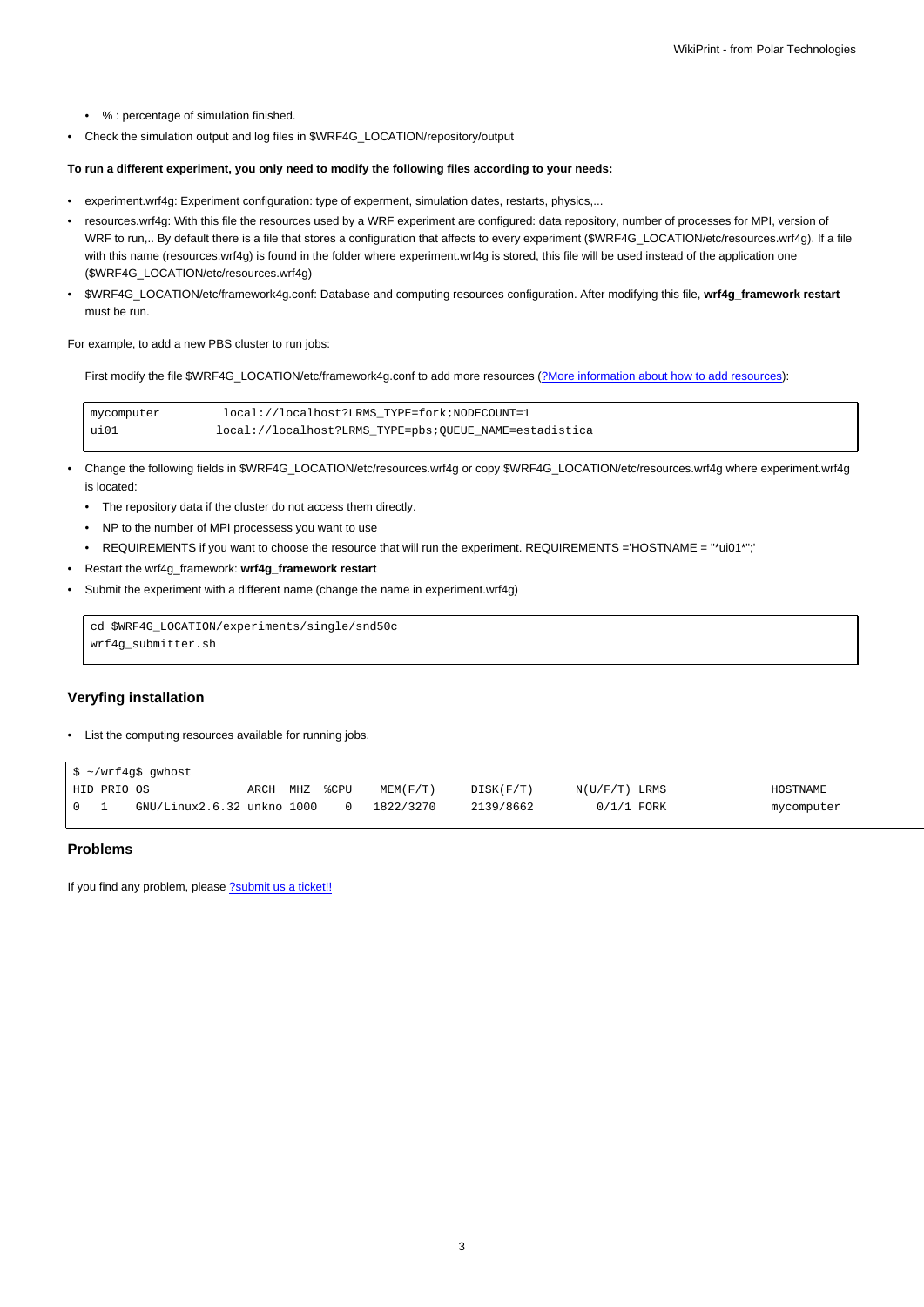- % : percentage of simulation finished.
- Check the simulation output and log files in $WRF4G_LOCATION/repository/output

**To run a different experiment, you only need to modify the following files according to your needs:**

- experiment.wrf4g: Experiment configuration: type of experment, simulation dates, restarts, physics,...
- resources.wrf4g: With this file the resources used by a WRF experiment are configured: data repository, number of processes for MPI, version of WRF to run,.. By default there is a file that stores a configuration that affects to every experiment ($WRF4G_LOCATION/etc/resources.wrf4g). If a file with this name (resources.wrf4g) is found in the folder where experiment.wrf4g is stored, this file will be used instead of the application one ($WRF4G_LOCATION/etc/resources.wrf4g)
- $WRF4G_LOCATION/etc/framework4g.conf: Database and computing resources configuration. After modifying this file, **wrf4g_framework restart** must be run.

For example, to add a new PBS cluster to run jobs:

First modify the file $WRF4G_LOCATION/etc/framework4g.conf to add more resources (?More information about how to add resources):

```
mycomputer        local://localhost?LRMS_TYPE=fork;NODECOUNT=1
ui01             local://localhost?LRMS_TYPE=pbs;QUEUE_NAME=estadistica
```

- Change the following fields in $WRF4G_LOCATION/etc/resources.wrf4g or copy $WRF4G_LOCATION/etc/resources.wrf4g where experiment.wrf4g is located:
  - The repository data if the cluster do not access them directly.
  - NP to the number of MPI processess you want to use
  - REQUIREMENTS if you want to choose the resource that will run the experiment. REQUIREMENTS ='HOSTNAME = "*ui01*";'
- Restart the wrf4g_framework: **wrf4g_framework restart**
- Submit the experiment with a different name (change the name in experiment.wrf4g)

```
cd $WRF4G_LOCATION/experiments/single/snd50c
wrf4g_submitter.sh
```

### Veryfing installation

- List the computing resources available for running jobs.

```
$ ~/wrf4g$ gwhost
HID PRIO OS              ARCH  MHZ  %CPU    MEM(F/T)     DISK(F/T)      N(U/F/T) LRMS                 HOSTNAME
0   1    GNU/Linux2.6.32 unkno 1000    0   1822/3270     2139/8662         0/1/1 FORK                 mycomputer
```

### Problems

If you find any problem, please ?submit us a ticket!!